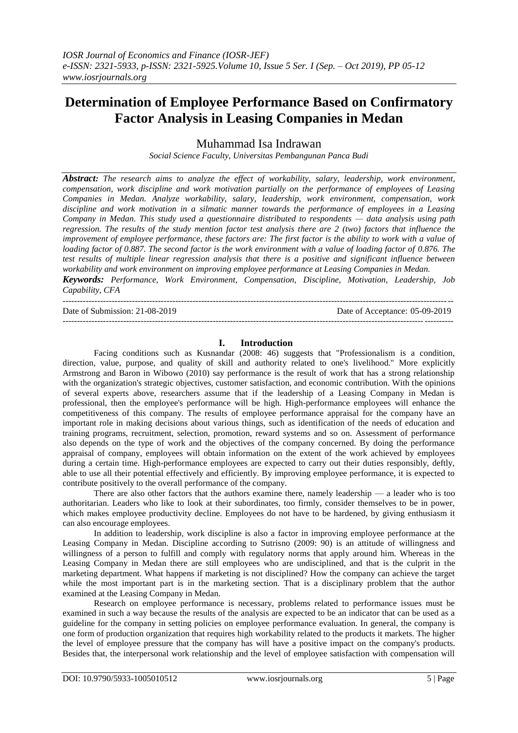# Determination of Employee Performance Based on Confirmatory Factor Analysis in Leasing Companies in Medan

Muhammad Isa Indrawan

*Social Science Faculty, Universitas Pembangunan Panca Budi*

***Abstract:*** *The research aims to analyze the effect of workability, salary, leadership, work environment, compensation, work discipline and work motivation partially on the performance of employees of Leasing Companies in Medan. Analyze workability, salary, leadership, work environment, compensation, work discipline and work motivation in a silmatic manner towards the performance of employees in a Leasing Company in Medan. This study used a questionnaire distributed to respondents — data analysis using path regression. The results of the study mention factor test analysis there are 2 (two) factors that influence the improvement of employee performance, these factors are: The first factor is the ability to work with a value of loading factor of 0.887. The second factor is the work environment with a value of loading factor of 0.876. The test results of multiple linear regression analysis that there is a positive and significant influence between workability and work environment on improving employee performance at Leasing Companies in Medan.*

***Keywords:*** *Performance, Work Environment, Compensation, Discipline, Motivation, Leadership, Job Capability, CFA*

Date of Submission: 21-08-2019 Date of Acceptance: 05-09-2019

## I. Introduction

Facing conditions such as Kusnandar (2008: 46) suggests that "Professionalism is a condition, direction, value, purpose, and quality of skill and authority related to one's livelihood." More explicitly Armstrong and Baron in Wibowo (2010) say performance is the result of work that has a strong relationship with the organization's strategic objectives, customer satisfaction, and economic contribution. With the opinions of several experts above, researchers assume that if the leadership of a Leasing Company in Medan is professional, then the employee's performance will be high. High-performance employees will enhance the competitiveness of this company. The results of employee performance appraisal for the company have an important role in making decisions about various things, such as identification of the needs of education and training programs, recruitment, selection, promotion, reward systems and so on. Assessment of performance also depends on the type of work and the objectives of the company concerned. By doing the performance appraisal of company, employees will obtain information on the extent of the work achieved by employees during a certain time. High-performance employees are expected to carry out their duties responsibly, deftly, able to use all their potential effectively and efficiently. By improving employee performance, it is expected to contribute positively to the overall performance of the company.

There are also other factors that the authors examine there, namely leadership — a leader who is too authoritarian. Leaders who like to look at their subordinates, too firmly, consider themselves to be in power, which makes employee productivity decline. Employees do not have to be hardened, by giving enthusiasm it can also encourage employees.

In addition to leadership, work discipline is also a factor in improving employee performance at the Leasing Company in Medan. Discipline according to Sutrisno (2009: 90) is an attitude of willingness and willingness of a person to fulfill and comply with regulatory norms that apply around him. Whereas in the Leasing Company in Medan there are still employees who are undisciplined, and that is the culprit in the marketing department. What happens if marketing is not disciplined? How the company can achieve the target while the most important part is in the marketing section. That is a disciplinary problem that the author examined at the Leasing Company in Medan.

Research on employee performance is necessary, problems related to performance issues must be examined in such a way because the results of the analysis are expected to be an indicator that can be used as a guideline for the company in setting policies on employee performance evaluation. In general, the company is one form of production organization that requires high workability related to the products it markets. The higher the level of employee pressure that the company has will have a positive impact on the company's products. Besides that, the interpersonal work relationship and the level of employee satisfaction with compensation will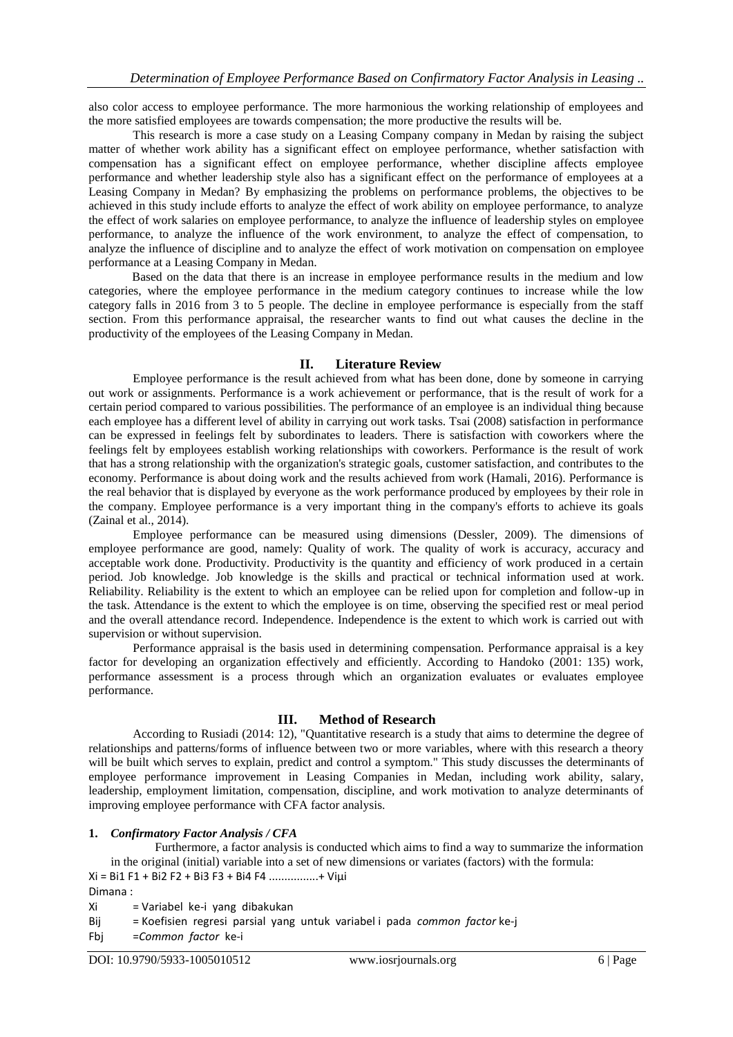also color access to employee performance. The more harmonious the working relationship of employees and the more satisfied employees are towards compensation; the more productive the results will be.

This research is more a case study on a Leasing Company company in Medan by raising the subject matter of whether work ability has a significant effect on employee performance, whether satisfaction with compensation has a significant effect on employee performance, whether discipline affects employee performance and whether leadership style also has a significant effect on the performance of employees at a Leasing Company in Medan? By emphasizing the problems on performance problems, the objectives to be achieved in this study include efforts to analyze the effect of work ability on employee performance, to analyze the effect of work salaries on employee performance, to analyze the influence of leadership styles on employee performance, to analyze the influence of the work environment, to analyze the effect of compensation, to analyze the influence of discipline and to analyze the effect of work motivation on compensation on employee performance at a Leasing Company in Medan.

Based on the data that there is an increase in employee performance results in the medium and low categories, where the employee performance in the medium category continues to increase while the low category falls in 2016 from 3 to 5 people. The decline in employee performance is especially from the staff section. From this performance appraisal, the researcher wants to find out what causes the decline in the productivity of the employees of the Leasing Company in Medan.

## II. Literature Review

Employee performance is the result achieved from what has been done, done by someone in carrying out work or assignments. Performance is a work achievement or performance, that is the result of work for a certain period compared to various possibilities. The performance of an employee is an individual thing because each employee has a different level of ability in carrying out work tasks. Tsai (2008) satisfaction in performance can be expressed in feelings felt by subordinates to leaders. There is satisfaction with coworkers where the feelings felt by employees establish working relationships with coworkers. Performance is the result of work that has a strong relationship with the organization's strategic goals, customer satisfaction, and contributes to the economy. Performance is about doing work and the results achieved from work (Hamali, 2016). Performance is the real behavior that is displayed by everyone as the work performance produced by employees by their role in the company. Employee performance is a very important thing in the company's efforts to achieve its goals (Zainal et al., 2014).

Employee performance can be measured using dimensions (Dessler, 2009). The dimensions of employee performance are good, namely: Quality of work. The quality of work is accuracy, accuracy and acceptable work done. Productivity. Productivity is the quantity and efficiency of work produced in a certain period. Job knowledge. Job knowledge is the skills and practical or technical information used at work. Reliability. Reliability is the extent to which an employee can be relied upon for completion and follow-up in the task. Attendance is the extent to which the employee is on time, observing the specified rest or meal period and the overall attendance record. Independence. Independence is the extent to which work is carried out with supervision or without supervision.

Performance appraisal is the basis used in determining compensation. Performance appraisal is a key factor for developing an organization effectively and efficiently. According to Handoko (2001: 135) work, performance assessment is a process through which an organization evaluates or evaluates employee performance.

## III. Method of Research

According to Rusiadi (2014: 12), "Quantitative research is a study that aims to determine the degree of relationships and patterns/forms of influence between two or more variables, where with this research a theory will be built which serves to explain, predict and control a symptom." This study discusses the determinants of employee performance improvement in Leasing Companies in Medan, including work ability, salary, leadership, employment limitation, compensation, discipline, and work motivation to analyze determinants of improving employee performance with CFA factor analysis.

### 1. *Confirmatory Factor Analysis / CFA*

Furthermore, a factor analysis is conducted which aims to find a way to summarize the information in the original (initial) variable into a set of new dimensions or variates (factors) with the formula:

$$X_i = B_{i1} F_1 + B_{i2} F_2 + B_{i3} F_3 + B_{i4} F_4 \text{ ................} + V_i \mu_i$$

Dimana :

$X_i$ = Variabel ke-i yang dibakukan

$B_{ij}$ = Koefisien regresi parsial yang untuk variabel i pada *common factor* ke-j

$F_{bj}$ =*Common factor* ke-i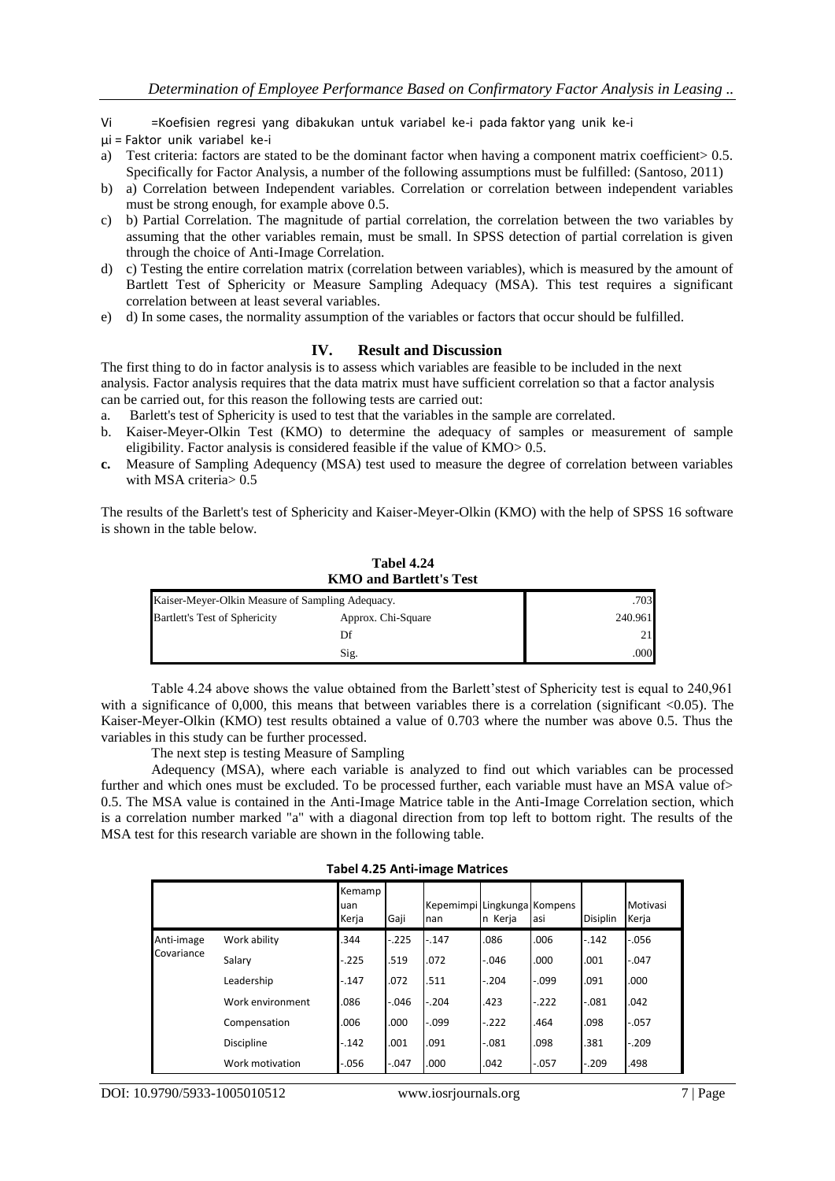Vi =Koefisien regresi yang dibakukan untuk variabel ke-i pada faktor yang unik ke-i

μi = Faktor unik variabel ke-i

a) Test criteria: factors are stated to be the dominant factor when having a component matrix coefficient> 0.5. Specifically for Factor Analysis, a number of the following assumptions must be fulfilled: (Santoso, 2011)
b) a) Correlation between Independent variables. Correlation or correlation between independent variables must be strong enough, for example above 0.5.
c) b) Partial Correlation. The magnitude of partial correlation, the correlation between the two variables by assuming that the other variables remain, must be small. In SPSS detection of partial correlation is given through the choice of Anti-Image Correlation.
d) c) Testing the entire correlation matrix (correlation between variables), which is measured by the amount of Bartlett Test of Sphericity or Measure Sampling Adequacy (MSA). This test requires a significant correlation between at least several variables.
e) d) In some cases, the normality assumption of the variables or factors that occur should be fulfilled.

## IV. Result and Discussion

The first thing to do in factor analysis is to assess which variables are feasible to be included in the next analysis. Factor analysis requires that the data matrix must have sufficient correlation so that a factor analysis can be carried out, for this reason the following tests are carried out:

a. Barlett's test of Sphericity is used to test that the variables in the sample are correlated.
b. Kaiser-Meyer-Olkin Test (KMO) to determine the adequacy of samples or measurement of sample eligibility. Factor analysis is considered feasible if the value of KMO> 0.5.
**c.** Measure of Sampling Adequency (MSA) test used to measure the degree of correlation between variables with MSA criteria> 0.5

The results of the Barlett's test of Sphericity and Kaiser-Meyer-Olkin (KMO) with the help of SPSS 16 software is shown in the table below.

**Tabel 4.24**
**KMO and Bartlett's Test**

| | | |
|---|---|---|
| Kaiser-Meyer-Olkin Measure of Sampling Adequacy. | | .703 |
| Bartlett's Test of Sphericity | Approx. Chi-Square | 240.961 |
| | Df | 21 |
| | Sig. | .000 |

Table 4.24 above shows the value obtained from the Barlett'stest of Sphericity test is equal to 240,961 with a significance of 0,000, this means that between variables there is a correlation (significant <0.05). The Kaiser-Meyer-Olkin (KMO) test results obtained a value of 0.703 where the number was above 0.5. Thus the variables in this study can be further processed.

The next step is testing Measure of Sampling

Adequency (MSA), where each variable is analyzed to find out which variables can be processed further and which ones must be excluded. To be processed further, each variable must have an MSA value of> 0.5. The MSA value is contained in the Anti-Image Matrice table in the Anti-Image Correlation section, which is a correlation number marked "a" with a diagonal direction from top left to bottom right. The results of the MSA test for this research variable are shown in the following table.

**Tabel 4.25 Anti-image Matrices**

| | | Kemampuan Kerja | Gaji | Kepemimpinan | Lingkungan Kerja | Kompensasi | Disiplin | Motivasi Kerja |
|---|---|---|---|---|---|---|---|---|
| Anti-image Covariance | Work ability | .344 | -.225 | -.147 | .086 | .006 | -.142 | -.056 |
| | Salary | -.225 | .519 | .072 | -.046 | .000 | .001 | -.047 |
| | Leadership | -.147 | .072 | .511 | -.204 | -.099 | .091 | .000 |
| | Work environment | .086 | -.046 | -.204 | .423 | -.222 | -.081 | .042 |
| | Compensation | .006 | .000 | -.099 | -.222 | .464 | .098 | -.057 |
| | Discipline | -.142 | .001 | .091 | -.081 | .098 | .381 | -.209 |
| | Work motivation | -.056 | -.047 | .000 | .042 | -.057 | -.209 | .498 |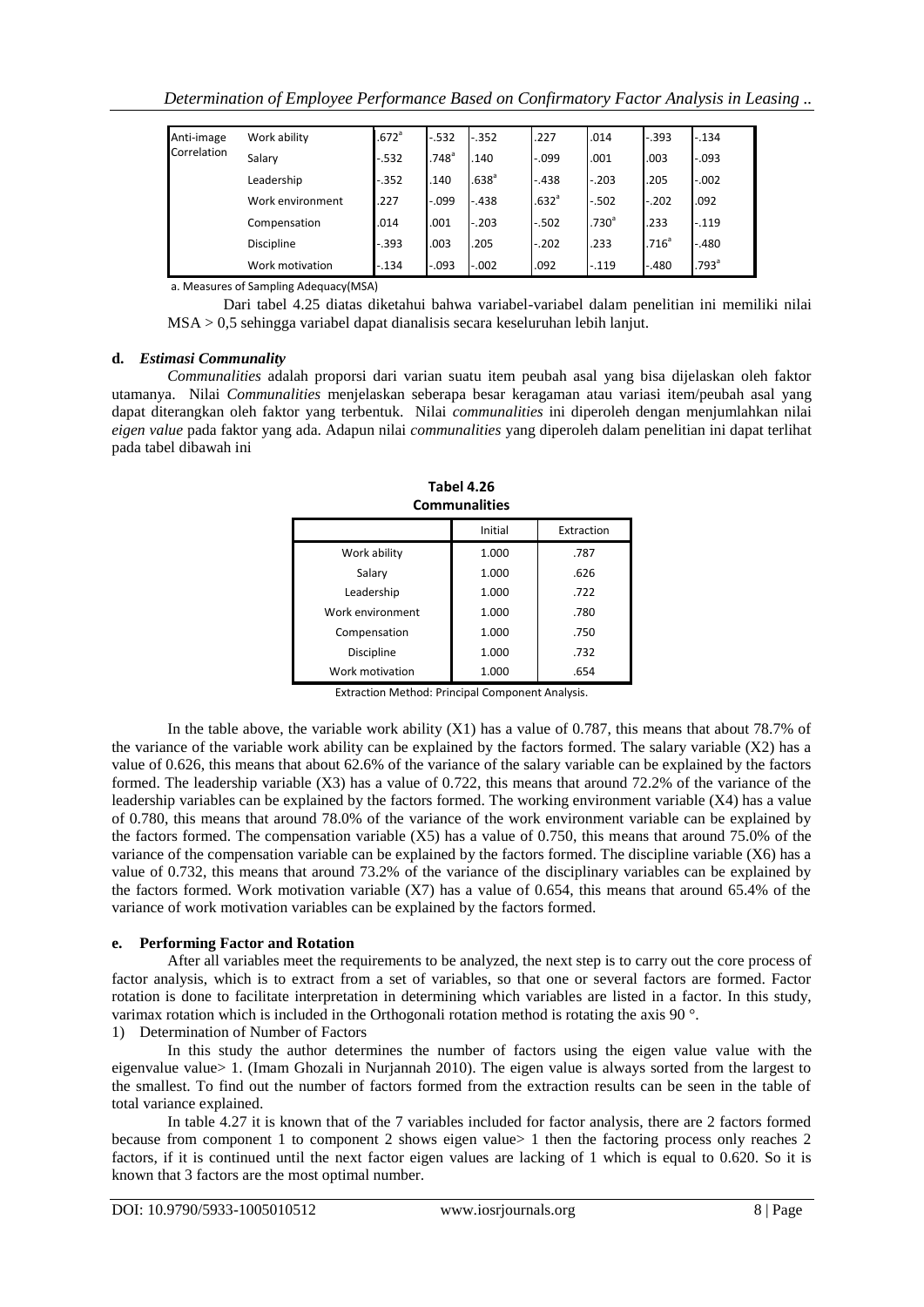| | | | | | | | | |
|---|---|---|---|---|---|---|---|---|
| Anti-image Correlation | Work ability | .672[a] | -.532 | -.352 | .227 | .014 | -.393 | -.134 |
| | Salary | -.532 | .748[a] | .140 | -.099 | .001 | .003 | -.093 |
| | Leadership | -.352 | .140 | .638[a] | -.438 | -.203 | .205 | -.002 |
| | Work environment | .227 | -.099 | -.438 | .632[a] | -.502 | -.202 | .092 |
| | Compensation | .014 | .001 | -.203 | -.502 | .730[a] | .233 | -.119 |
| | Discipline | -.393 | .003 | .205 | -.202 | .233 | .716[a] | -.480 |
| | Work motivation | -.134 | -.093 | -.002 | .092 | -.119 | -.480 | .793[a] |

a. Measures of Sampling Adequacy(MSA)

Dari tabel 4.25 diatas diketahui bahwa variabel-variabel dalam penelitian ini memiliki nilai MSA > 0,5 sehingga variabel dapat dianalisis secara keseluruhan lebih lanjut.

**d. *Estimasi Communality***

*Communalities* adalah proporsi dari varian suatu item peubah asal yang bisa dijelaskan oleh faktor utamanya. Nilai *Communalities* menjelaskan seberapa besar keragaman atau variasi item/peubah asal yang dapat diterangkan oleh faktor yang terbentuk. Nilai *communalities* ini diperoleh dengan menjumlahkan nilai *eigen value* pada faktor yang ada. Adapun nilai *communalities* yang diperoleh dalam penelitian ini dapat terlihat pada tabel dibawah ini

**Tabel 4.26**
**Communalities**

| | Initial | Extraction |
|---|---|---|
| Work ability | 1.000 | .787 |
| Salary | 1.000 | .626 |
| Leadership | 1.000 | .722 |
| Work environment | 1.000 | .780 |
| Compensation | 1.000 | .750 |
| Discipline | 1.000 | .732 |
| Work motivation | 1.000 | .654 |

Extraction Method: Principal Component Analysis.

In the table above, the variable work ability (X1) has a value of 0.787, this means that about 78.7% of the variance of the variable work ability can be explained by the factors formed. The salary variable (X2) has a value of 0.626, this means that about 62.6% of the variance of the salary variable can be explained by the factors formed. The leadership variable (X3) has a value of 0.722, this means that around 72.2% of the variance of the leadership variables can be explained by the factors formed. The working environment variable (X4) has a value of 0.780, this means that around 78.0% of the variance of the work environment variable can be explained by the factors formed. The compensation variable (X5) has a value of 0.750, this means that around 75.0% of the variance of the compensation variable can be explained by the factors formed. The discipline variable (X6) has a value of 0.732, this means that around 73.2% of the variance of the disciplinary variables can be explained by the factors formed. Work motivation variable (X7) has a value of 0.654, this means that around 65.4% of the variance of work motivation variables can be explained by the factors formed.

**e. Performing Factor and Rotation**

After all variables meet the requirements to be analyzed, the next step is to carry out the core process of factor analysis, which is to extract from a set of variables, so that one or several factors are formed. Factor rotation is done to facilitate interpretation in determining which variables are listed in a factor. In this study, varimax rotation which is included in the Orthogonali rotation method is rotating the axis 90 °.

1) Determination of Number of Factors

In this study the author determines the number of factors using the eigen value value with the eigenvalue value> 1. (Imam Ghozali in Nurjannah 2010). The eigen value is always sorted from the largest to the smallest. To find out the number of factors formed from the extraction results can be seen in the table of total variance explained.

In table 4.27 it is known that of the 7 variables included for factor analysis, there are 2 factors formed because from component 1 to component 2 shows eigen value> 1 then the factoring process only reaches 2 factors, if it is continued until the next factor eigen values are lacking of 1 which is equal to 0.620. So it is known that 3 factors are the most optimal number.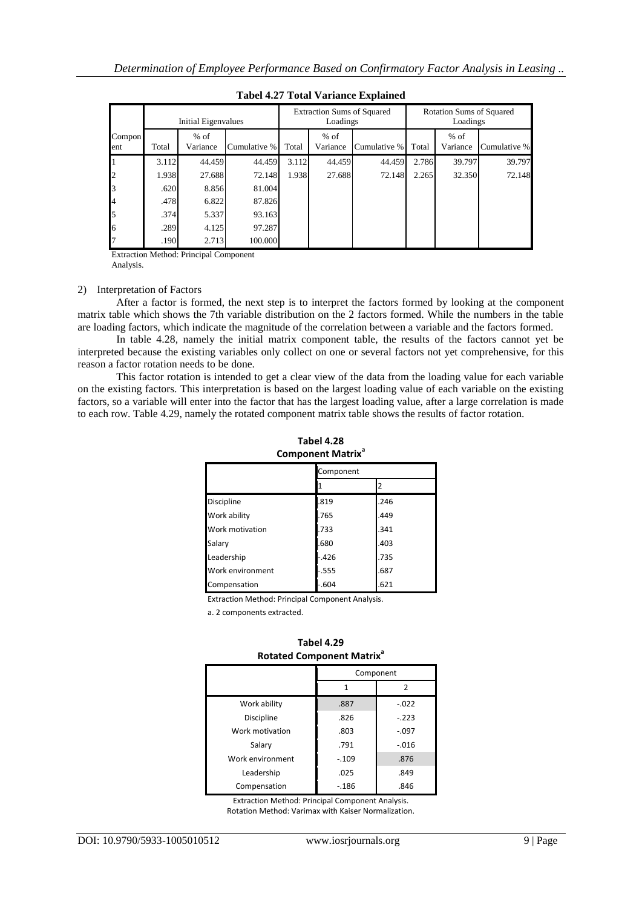**Tabel 4.27 Total Variance Explained**

| Component | Initial Eigenvalues | | | Extraction Sums of Squared Loadings | | | Rotation Sums of Squared Loadings | | |
|---|---|---|---|---|---|---|---|---|---|
| | Total | % of Variance | Cumulative % | Total | % of Variance | Cumulative % | Total | % of Variance | Cumulative % |
| 1 | 3.112 | 44.459 | 44.459 | 3.112 | 44.459 | 44.459 | 2.786 | 39.797 | 39.797 |
| 2 | 1.938 | 27.688 | 72.148 | 1.938 | 27.688 | 72.148 | 2.265 | 32.350 | 72.148 |
| 3 | .620 | 8.856 | 81.004 | | | | | | |
| 4 | .478 | 6.822 | 87.826 | | | | | | |
| 5 | .374 | 5.337 | 93.163 | | | | | | |
| 6 | .289 | 4.125 | 97.287 | | | | | | |
| 7 | .190 | 2.713 | 100.000 | | | | | | |

Extraction Method: Principal Component Analysis.

2) Interpretation of Factors

After a factor is formed, the next step is to interpret the factors formed by looking at the component matrix table which shows the 7th variable distribution on the 2 factors formed. While the numbers in the table are loading factors, which indicate the magnitude of the correlation between a variable and the factors formed.

In table 4.28, namely the initial matrix component table, the results of the factors cannot yet be interpreted because the existing variables only collect on one or several factors not yet comprehensive, for this reason a factor rotation needs to be done.

This factor rotation is intended to get a clear view of the data from the loading value for each variable on the existing factors. This interpretation is based on the largest loading value of each variable on the existing factors, so a variable will enter into the factor that has the largest loading value, after a large correlation is made to each row. Table 4.29, namely the rotated component matrix table shows the results of factor rotation.

**Tabel 4.28**
**Component Matrix[a]**

| | Component | |
|---|---|---|
| | 1 | 2 |
| Discipline | .819 | .246 |
| Work ability | .765 | .449 |
| Work motivation | .733 | .341 |
| Salary | .680 | .403 |
| Leadership | -.426 | .735 |
| Work environment | -.555 | .687 |
| Compensation | -.604 | .621 |

Extraction Method: Principal Component Analysis.

a. 2 components extracted.

**Tabel 4.29**
**Rotated Component Matrix[a]**

| | Component | |
|---|---|---|
| | 1 | 2 |
| Work ability | .887 | -.022 |
| Discipline | .826 | -.223 |
| Work motivation | .803 | -.097 |
| Salary | .791 | -.016 |
| Work environment | -.109 | .876 |
| Leadership | .025 | .849 |
| Compensation | -.186 | .846 |

Extraction Method: Principal Component Analysis.
Rotation Method: Varimax with Kaiser Normalization.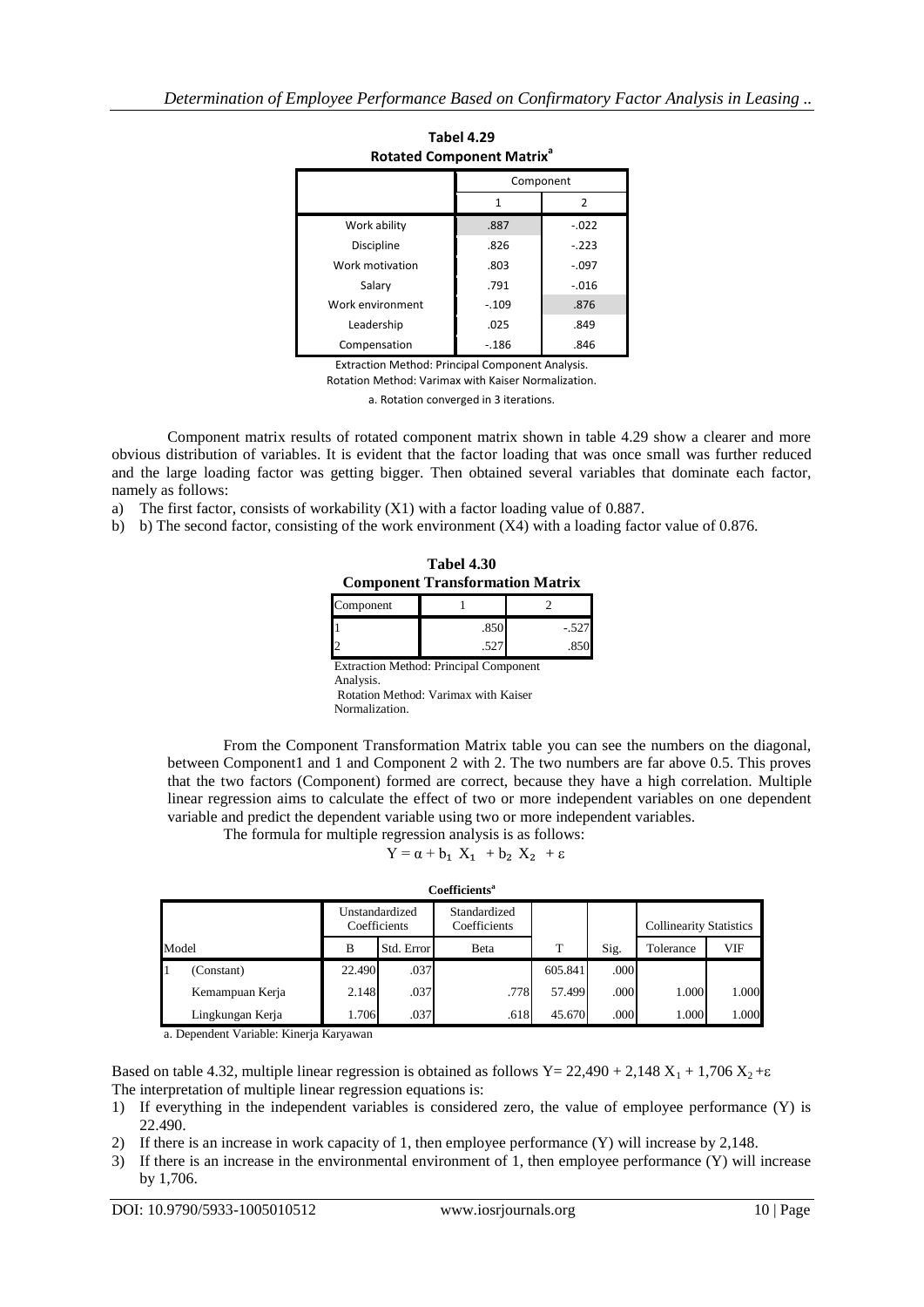**Tabel 4.29**
**Rotated Component Matrix[a]**

| | Component | |
|---|---|---|
| | 1 | 2 |
| Work ability | .887 | -.022 |
| Discipline | .826 | -.223 |
| Work motivation | .803 | -.097 |
| Salary | .791 | -.016 |
| Work environment | -.109 | .876 |
| Leadership | .025 | .849 |
| Compensation | -.186 | .846 |

Extraction Method: Principal Component Analysis.
Rotation Method: Varimax with Kaiser Normalization.

a. Rotation converged in 3 iterations.

Component matrix results of rotated component matrix shown in table 4.29 show a clearer and more obvious distribution of variables. It is evident that the factor loading that was once small was further reduced and the large loading factor was getting bigger. Then obtained several variables that dominate each factor, namely as follows:

a) The first factor, consists of workability (X1) with a factor loading value of 0.887.
b) b) The second factor, consisting of the work environment (X4) with a loading factor value of 0.876.

**Tabel 4.30**
**Component Transformation Matrix**

| Component | 1 | 2 |
|---|---|---|
| 1 | .850 | -.527 |
| 2 | .527 | .850 |

Extraction Method: Principal Component Analysis.
Rotation Method: Varimax with Kaiser Normalization.

From the Component Transformation Matrix table you can see the numbers on the diagonal, between Component1 and 1 and Component 2 with 2. The two numbers are far above 0.5. This proves that the two factors (Component) formed are correct, because they have a high correlation. Multiple linear regression aims to calculate the effect of two or more independent variables on one dependent variable and predict the dependent variable using two or more independent variables.

The formula for multiple regression analysis is as follows:

$$Y = \alpha + b_1 X_1 + b_2 X_2 + \varepsilon$$

**Coefficients[a]**

| Model | | Unstandardized Coefficients | | Standardized Coefficients | | | Collinearity Statistics | |
|---|---|---|---|---|---|---|---|---|
| | | B | Std. Error | Beta | T | Sig. | Tolerance | VIF |
| 1 | (Constant) | 22.490 | .037 | | 605.841 | .000 | | |
| | Kemampuan Kerja | 2.148 | .037 | .778 | 57.499 | .000 | 1.000 | 1.000 |
| | Lingkungan Kerja | 1.706 | .037 | .618 | 45.670 | .000 | 1.000 | 1.000 |

a. Dependent Variable: Kinerja Karyawan

Based on table 4.32, multiple linear regression is obtained as follows $Y = 22,490 + 2,148 X_1 + 1,706 X_2 + \varepsilon$

The interpretation of multiple linear regression equations is:

1) If everything in the independent variables is considered zero, the value of employee performance (Y) is 22.490.
2) If there is an increase in work capacity of 1, then employee performance (Y) will increase by 2,148.
3) If there is an increase in the environmental environment of 1, then employee performance (Y) will increase by 1,706.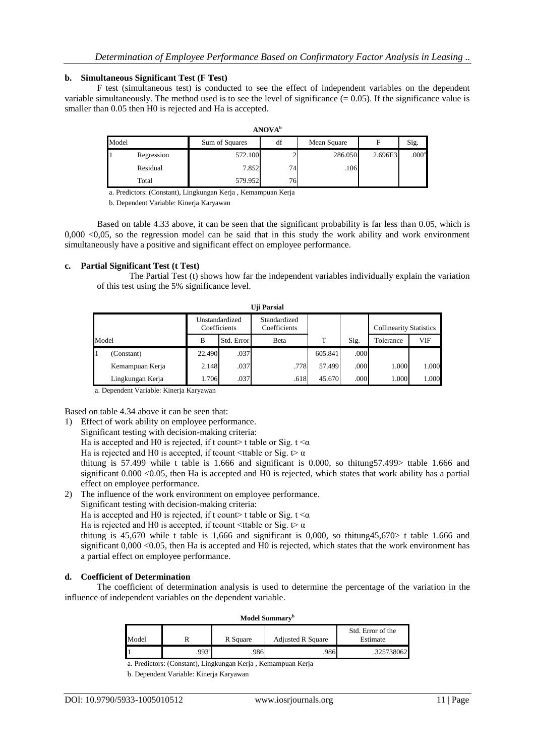**b. Simultaneous Significant Test (F Test)**

F test (simultaneous test) is conducted to see the effect of independent variables on the dependent variable simultaneously. The method used is to see the level of significance (= 0.05). If the significance value is smaller than 0.05 then H0 is rejected and Ha is accepted.

**ANOVA[b]**

| Model | | Sum of Squares | df | Mean Square | F | Sig. |
|---|---|---|---|---|---|---|
| 1 | Regression | 572.100 | 2 | 286.050 | 2.696E3 | .000[a] |
| | Residual | 7.852 | 74 | .106 | | |
| | Total | 579.952 | 76 | | | |

a. Predictors: (Constant), Lingkungan Kerja , Kemampuan Kerja

b. Dependent Variable: Kinerja Karyawan

Based on table 4.33 above, it can be seen that the significant probability is far less than 0.05, which is 0,000 <0,05, so the regression model can be said that in this study the work ability and work environment simultaneously have a positive and significant effect on employee performance.

**c. Partial Significant Test (t Test)**

The Partial Test (t) shows how far the independent variables individually explain the variation of this test using the 5% significance level.

**Uji Parsial**

| Model | | Unstandardized Coefficients | | Standardized Coefficients | T | Sig. | Collinearity Statistics | |
|---|---|---|---|---|---|---|---|---|
| | | B | Std. Error | Beta | | | Tolerance | VIF |
| 1 | (Constant) | 22.490 | .037 | | 605.841 | .000 | | |
| | Kemampuan Kerja | 2.148 | .037 | .778 | 57.499 | .000 | 1.000 | 1.000 |
| | Lingkungan Kerja | 1.706 | .037 | .618 | 45.670 | .000 | 1.000 | 1.000 |

a. Dependent Variable: Kinerja Karyawan

Based on table 4.34 above it can be seen that:

1) Effect of work ability on employee performance.
   Significant testing with decision-making criteria:
   Ha is accepted and H0 is rejected, if t count> t table or Sig. t <α
   Ha is rejected and H0 is accepted, if tcount <ttable or Sig. t> α
   thitung is 57.499 while t table is 1.666 and significant is 0.000, so thitung57.499> ttable 1.666 and significant 0.000 <0.05, then Ha is accepted and H0 is rejected, which states that work ability has a partial effect on employee performance.
2) The influence of the work environment on employee performance.
   Significant testing with decision-making criteria:
   Ha is accepted and H0 is rejected, if t count> t table or Sig. t <α
   Ha is rejected and H0 is accepted, if tcount <ttable or Sig. t> α
   thitung is 45,670 while t table is 1,666 and significant is 0,000, so thitung45,670> t table 1.666 and significant 0,000 <0.05, then Ha is accepted and H0 is rejected, which states that the work environment has a partial effect on employee performance.

**d. Coefficient of Determination**

The coefficient of determination analysis is used to determine the percentage of the variation in the influence of independent variables on the dependent variable.

**Model Summary[b]**

| Model | R | R Square | Adjusted R Square | Std. Error of the Estimate |
|---|---|---|---|---|
| 1 | .993[a] | .986 | .986 | .325738062 |

a. Predictors: (Constant), Lingkungan Kerja , Kemampuan Kerja

b. Dependent Variable: Kinerja Karyawan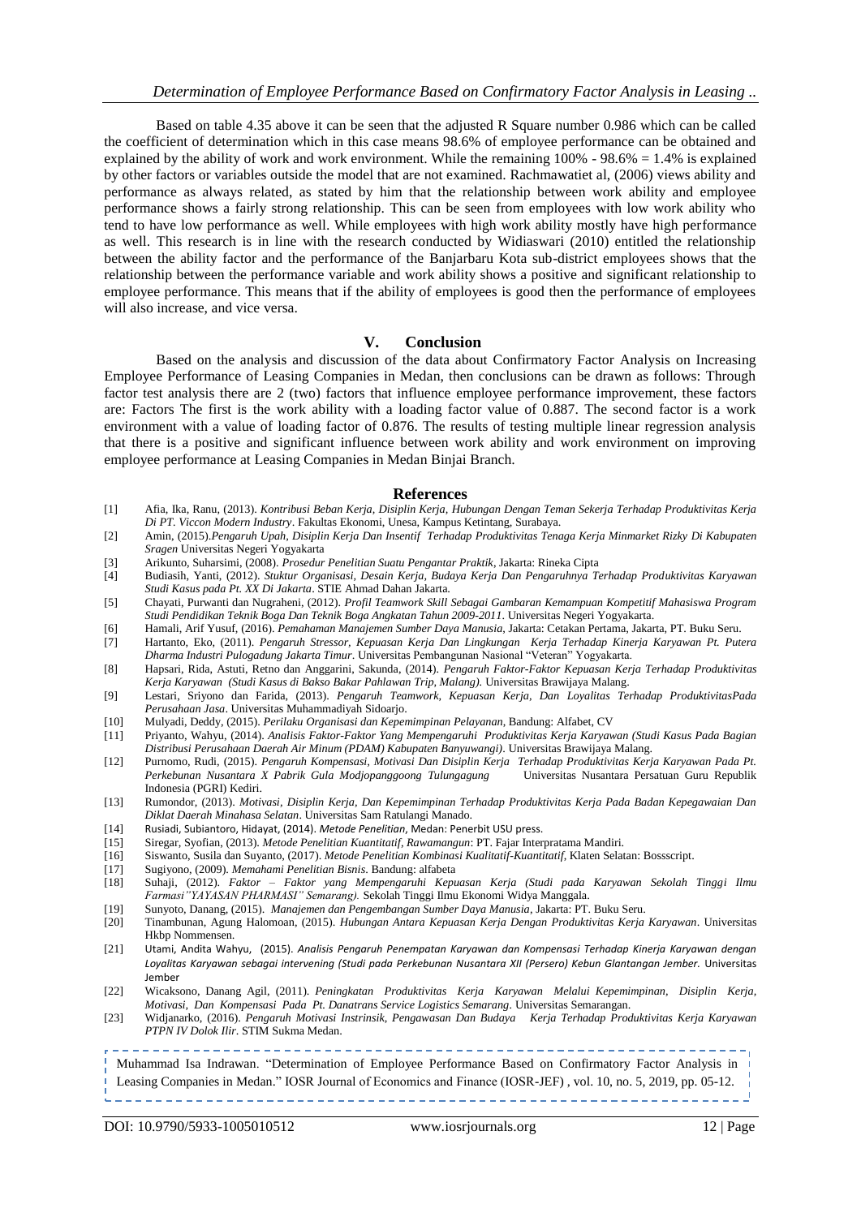Based on table 4.35 above it can be seen that the adjusted R Square number 0.986 which can be called the coefficient of determination which in this case means 98.6% of employee performance can be obtained and explained by the ability of work and work environment. While the remaining 100% - 98.6% = 1.4% is explained by other factors or variables outside the model that are not examined. Rachmawatiet al, (2006) views ability and performance as always related, as stated by him that the relationship between work ability and employee performance shows a fairly strong relationship. This can be seen from employees with low work ability who tend to have low performance as well. While employees with high work ability mostly have high performance as well. This research is in line with the research conducted by Widiaswari (2010) entitled the relationship between the ability factor and the performance of the Banjarbaru Kota sub-district employees shows that the relationship between the performance variable and work ability shows a positive and significant relationship to employee performance. This means that if the ability of employees is good then the performance of employees will also increase, and vice versa.

## V. Conclusion

Based on the analysis and discussion of the data about Confirmatory Factor Analysis on Increasing Employee Performance of Leasing Companies in Medan, then conclusions can be drawn as follows: Through factor test analysis there are 2 (two) factors that influence employee performance improvement, these factors are: Factors The first is the work ability with a loading factor value of 0.887. The second factor is a work environment with a value of loading factor of 0.876. The results of testing multiple linear regression analysis that there is a positive and significant influence between work ability and work environment on improving employee performance at Leasing Companies in Medan Binjai Branch.

## References

[1] Afia, Ika, Ranu, (2013). *Kontribusi Beban Kerja, Disiplin Kerja, Hubungan Dengan Teman Sekerja Terhadap Produktivitas Kerja Di PT. Viccon Modern Industry*. Fakultas Ekonomi, Unesa, Kampus Ketintang, Surabaya.

[2] Amin, (2015).*Pengaruh Upah, Disiplin Kerja Dan Insentif Terhadap Produktivitas Tenaga Kerja Minmarket Rizky Di Kabupaten Sragen* Universitas Negeri Yogyakarta

[3] Arikunto, Suharsimi, (2008). *Prosedur Penelitian Suatu Pengantar Praktik*, Jakarta: Rineka Cipta

[4] Budiasih, Yanti, (2012). *Stuktur Organisasi, Desain Kerja, Budaya Kerja Dan Pengaruhnya Terhadap Produktivitas Karyawan Studi Kasus pada Pt. XX Di Jakarta*. STIE Ahmad Dahan Jakarta.

[5] Chayati, Purwanti dan Nugraheni, (2012). *Profil Teamwork Skill Sebagai Gambaran Kemampuan Kompetitif Mahasiswa Program Studi Pendidikan Teknik Boga Dan Teknik Boga Angkatan Tahun 2009-2011*. Universitas Negeri Yogyakarta.

[6] Hamali, Arif Yusuf, (2016). *Pemahaman Manajemen Sumber Daya Manusia*, Jakarta: Cetakan Pertama, Jakarta, PT. Buku Seru.

[7] Hartanto, Eko, (2011). *Pengaruh Stressor, Kepuasan Kerja Dan Lingkungan Kerja Terhadap Kinerja Karyawan Pt. Putera Dharma Industri Pulogadung Jakarta Timur*. Universitas Pembangunan Nasional "Veteran" Yogyakarta.

[8] Hapsari, Rida, Astuti, Retno dan Anggarini, Sakunda, (2014). *Pengaruh Faktor-Faktor Kepuasan Kerja Terhadap Produktivitas Kerja Karyawan (Studi Kasus di Bakso Bakar Pahlawan Trip, Malang).* Universitas Brawijaya Malang.

[9] Lestari, Sriyono dan Farida, (2013). *Pengaruh Teamwork, Kepuasan Kerja, Dan Loyalitas Terhadap ProduktivitasPada Perusahaan Jasa*. Universitas Muhammadiyah Sidoarjo.

[10] Mulyadi, Deddy, (2015). *Perilaku Organisasi dan Kepemimpinan Pelayanan*, Bandung: Alfabet, CV

[11] Priyanto, Wahyu, (2014). *Analisis Faktor-Faktor Yang Mempengaruhi Produktivitas Kerja Karyawan (Studi Kasus Pada Bagian Distribusi Perusahaan Daerah Air Minum (PDAM) Kabupaten Banyuwangi)*. Universitas Brawijaya Malang.

[12] Purnomo, Rudi, (2015). *Pengaruh Kompensasi, Motivasi Dan Disiplin Kerja Terhadap Produktivitas Kerja Karyawan Pada Pt. Perkebunan Nusantara X Pabrik Gula Modjopanggoong Tulungagung* Universitas Nusantara Persatuan Guru Republik Indonesia (PGRI) Kediri.

[13] Rumondor, (2013). *Motivasi, Disiplin Kerja, Dan Kepemimpinan Terhadap Produktivitas Kerja Pada Badan Kepegawaian Dan Diklat Daerah Minahasa Selatan*. Universitas Sam Ratulangi Manado.

[14] Rusiadi, Subiantoro, Hidayat, (2014). *Metode Penelitian*, Medan: Penerbit USU press.

[15] Siregar, Syofian, (2013). *Metode Penelitian Kuantitatif, Rawamangun*: PT. Fajar Interpratama Mandiri.

[16] Siswanto, Susila dan Suyanto, (2017). *Metode Penelitian Kombinasi Kualitatif-Kuantitatif*, Klaten Selatan: Bossscript.

[17] Sugiyono, (2009). *Memahami Penelitian Bisnis*. Bandung: alfabeta

[18] Suhaji, (2012). *Faktor – Faktor yang Mempengaruhi Kepuasan Kerja (Studi pada Karyawan Sekolah Tinggi Ilmu Farmasi"YAYASAN PHARMASI" Semarang).* Sekolah Tinggi Ilmu Ekonomi Widya Manggala.

[19] Sunyoto, Danang, (2015). *Manajemen dan Pengembangan Sumber Daya Manusia*, Jakarta: PT. Buku Seru.

[20] Tinambunan, Agung Halomoan, (2015). *Hubungan Antara Kepuasan Kerja Dengan Produktivitas Kerja Karyawan*. Universitas Hkbp Nommensen.

[21] Utami, Andita Wahyu, (2015). *Analisis Pengaruh Penempatan Karyawan dan Kompensasi Terhadap Kinerja Karyawan dengan Loyalitas Karyawan sebagai intervening (Studi pada Perkebunan Nusantara XII (Persero) Kebun Glantangan Jember.* Universitas Jember

[22] Wicaksono, Danang Agil, (2011). *Peningkatan Produktivitas Kerja Karyawan Melalui Kepemimpinan, Disiplin Kerja, Motivasi, Dan Kompensasi Pada Pt. Danatrans Service Logistics Semarang*. Universitas Semarangan.

[23] Widjanarko, (2016). *Pengaruh Motivasi Instrinsik, Pengawasan Dan Budaya Kerja Terhadap Produktivitas Kerja Karyawan PTPN IV Dolok Ilir*. STIM Sukma Medan.

Muhammad Isa Indrawan. "Determination of Employee Performance Based on Confirmatory Factor Analysis in Leasing Companies in Medan." IOSR Journal of Economics and Finance (IOSR-JEF) , vol. 10, no. 5, 2019, pp. 05-12.